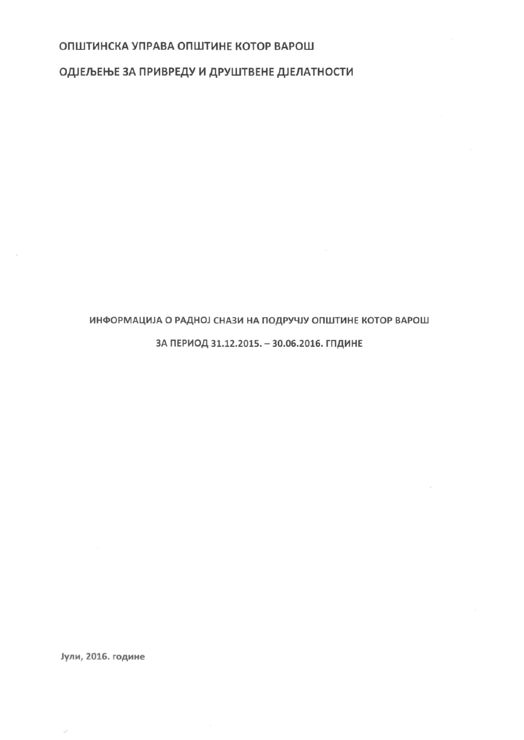ОПШТИНСКА УПРАВА ОПШТИНЕ КОТОР ВАРОШ

ОДЈЕЉЕЊЕ ЗА ПРИВРЕДУ И ДРУШТВЕНЕ ДЈЕЛАТНОСТИ

# ИНФОРМАЦИЈА О РАДНОЈ СНАЗИ НА ПОДРУЧЈУ ОПШТИНЕ КОТОР ВАРОШ

## ЗА ПЕРИОД 31.12.2015. – 30.06.2016. ГПДИНЕ

Јули, 2016. године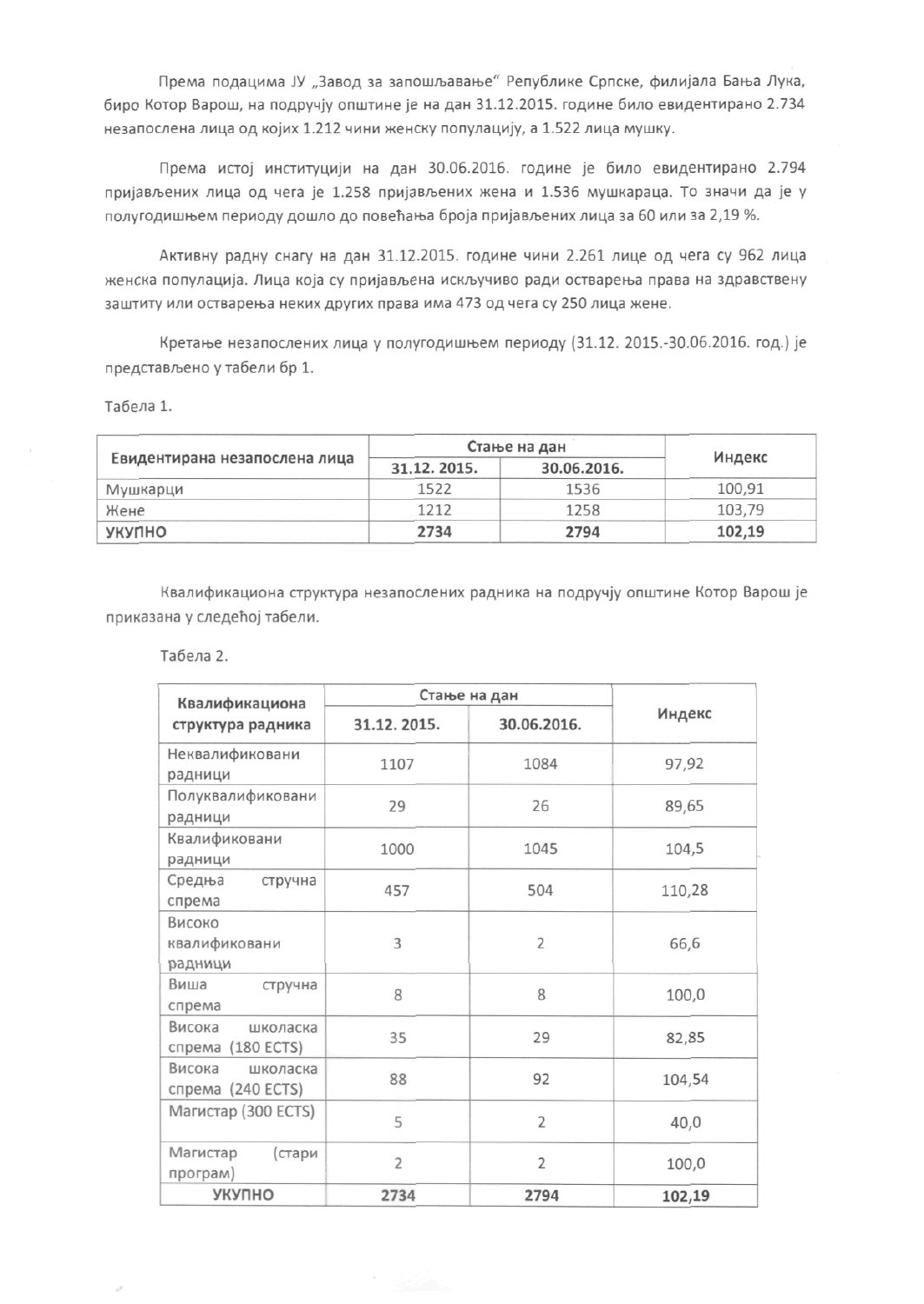Према подацима ЈУ „Завод за запошљавање" Републике Српске, филијала Бања Лука, биро Котор Варош, на подручју општине је на дан 31.12.2015. године било евидентирано 2.734 незапослена лица од којих 1.212 чини женску популацију, а 1.522 лица мушку.

Према истој институцији на дан 30.06.2016. године је било евидентирано 2.794 пријављених лица од чега је 1.258 пријављених жена и 1.536 мушкараца. То значи да је у полугодишњем периоду дошло до повећања броја пријављених лица за 60 или за 2,19 %.

Активну радну снагу на дан 31.12.2015. године чини 2.261 лице од чега су 962 лица женска популација. Лица која су пријављена искључиво ради остварења права на здравствену заштиту или остварења неких других права има 473 од чега су 250 лица жене.

Кретање незапослених лица у полугодишњем периоду (31.12. 2015.-30.06.2016. год.) је представљено у табели бр 1.

Табела 1.

| Евидентирана незапослена лица | Стање на дан | | Индекс |
|---|---|---|---|
| | 31.12. 2015. | 30.06.2016. | |
| Мушкарци | 1522 | 1536 | 100,91 |
| Жене | 1212 | 1258 | 103,79 |
| **УКУПНО** | **2734** | **2794** | **102,19** |

Квалификациона структура незапослених радника на подручју општине Котор Варош је приказана у следећој табели.

Табела 2.

| Квалификациона структура радника | Стање на дан | | Индекс |
|---|---|---|---|
| | 31.12. 2015. | 30.06.2016. | |
| Неквалификовани радници | 1107 | 1084 | 97,92 |
| Полуквалификовани радници | 29 | 26 | 89,65 |
| Квалификовани радници | 1000 | 1045 | 104,5 |
| Средња стручна спрема | 457 | 504 | 110,28 |
| Високо квалификовани радници | 3 | 2 | 66,6 |
| Виша стручна спрема | 8 | 8 | 100,0 |
| Висока школаска спрема (180 ECTS) | 35 | 29 | 82,85 |
| Висока школаска спрема (240 ECTS) | 88 | 92 | 104,54 |
| Магистар (300 ECTS) | 5 | 2 | 40,0 |
| Магистар (стари програм) | 2 | 2 | 100,0 |
| **УКУПНО** | **2734** | **2794** | **102,19** |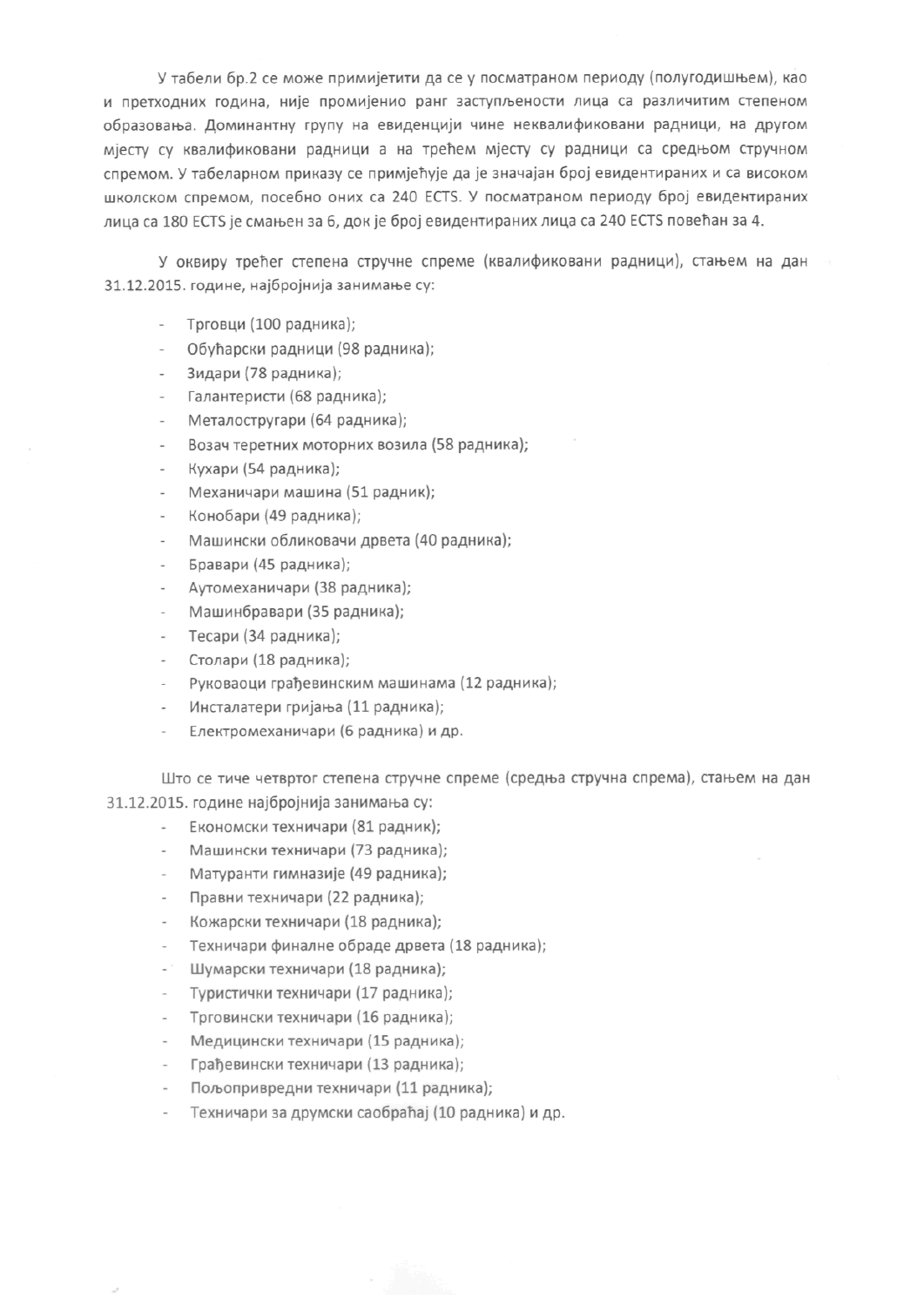У табели бр.2 се може примијетити да се у посматраном периоду (полугодишњем), као и претходних година, није промијенио ранг заступљености лица са различитим степеном образовања. Доминантну групу на евиденцији чине неквалификовани радници, на другом мјесту су квалификовани радници а на трећем мјесту су радници са средњом стручном спремом. У табеларном приказу се примјећује да је значајан број евидентираних и са високом школском спремом, посебно оних са 240 ECTS. У посматраном периоду број евидентираних лица са 180 ECTS је смањен за 6, док је број евидентираних лица са 240 ECTS повећан за 4.

У оквиру трећег степена стручне спреме (квалификовани радници), стањем на дан 31.12.2015. године, најбројнија занимање су:

- Трговци (100 радника);
- Обућарски радници (98 радника);
- Зидари (78 радника);
- Галантеристи (68 радника);
- Металостругари (64 радника);
- Возач теретних моторних возила (58 радника);
- Кухари (54 радника);
- Механичари машина (51 радник);
- Конобари (49 радника);
- Машински обликовачи дрвета (40 радника);
- Бравари (45 радника);
- Аутомеханичари (38 радника);
- Машинбравари (35 радника);
- Тесари (34 радника);
- Столари (18 радника);
- Руковаоци грађевинским машинама (12 радника);
- Инсталатери гријања (11 радника);
- Електромеханичари (6 радника) и др.

Што се тиче четвртог степена стручне спреме (средња стручна спрема), стањем на дан 31.12.2015. године најбројнија занимања су:

- Економски техничари (81 радник);
- Машински техничари (73 радника);
- Матуранти гимназије (49 радника);
- Правни техничари (22 радника);
- Кожарски техничари (18 радника);
- Техничари финалне обраде дрвета (18 радника);
- Шумарски техничари (18 радника);
- Туристички техничари (17 радника);
- Трговински техничари (16 радника);
- Медицински техничари (15 радника);
- Грађевински техничари (13 радника);
- Пољопривредни техничари (11 радника);
- Техничари за друмски саобраћај (10 радника) и др.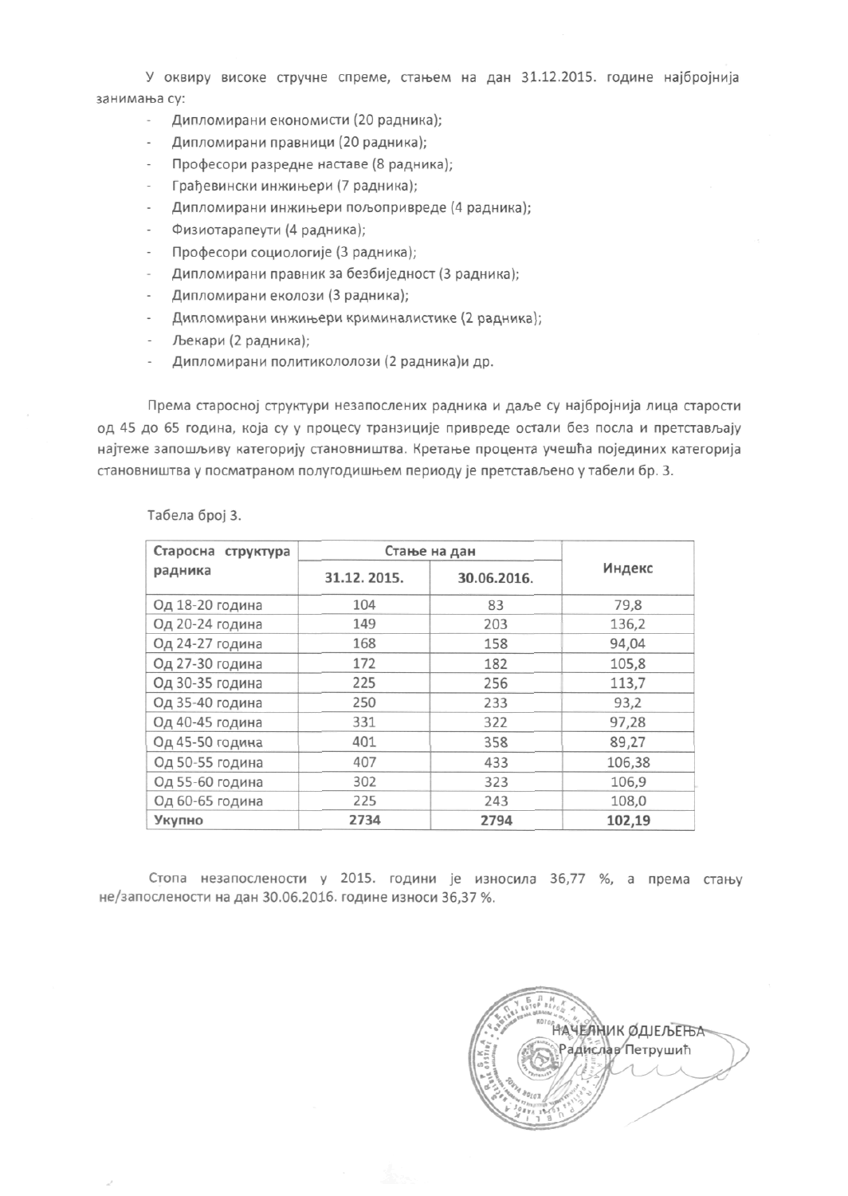У оквиру високе стручне спреме, стањем на дан 31.12.2015. године најбројнија занимања су:

- Дипломирани економисти (20 радника);
- Дипломирани правници (20 радника);
- Професори разредне наставе (8 радника);
- Грађевински инжињери (7 радника);
- Дипломирани инжињери пољопривреде (4 радника);
- Физиотарапеути (4 радника);
- Професори социологије (3 радника);
- Дипломирани правник за безбиједност (3 радника);
- Дипломирани еколози (3 радника);
- Дипломирани инжињери криминалистике (2 радника);
- Љекари (2 радника);
- Дипломирани политикололози (2 радника)и др.

Према старосној структури незапослених радника и даље су најбројнија лица старости од 45 до 65 година, која су у процесу транзиције привреде остали без посла и претстављају најтеже запошљиву категорију становништва. Кретање процента учешћа појединих категорија становништва у посматраном полугодишњем периоду је претстављено у табели бр. 3.

Табела број 3.

| Старосна структура радника | Стање на дан | | Индекс |
|---|---|---|---|
| | 31.12. 2015. | 30.06.2016. | |
| Од 18-20 година | 104 | 83 | 79,8 |
| Од 20-24 година | 149 | 203 | 136,2 |
| Од 24-27 година | 168 | 158 | 94,04 |
| Од 27-30 година | 172 | 182 | 105,8 |
| Од 30-35 година | 225 | 256 | 113,7 |
| Од 35-40 година | 250 | 233 | 93,2 |
| Од 40-45 година | 331 | 322 | 97,28 |
| Од 45-50 година | 401 | 358 | 89,27 |
| Од 50-55 година | 407 | 433 | 106,38 |
| Од 55-60 година | 302 | 323 | 106,9 |
| Од 60-65 година | 225 | 243 | 108,0 |
| **Укупно** | **2734** | **2794** | **102,19** |

Стопа незапослености у 2015. години је износила 36,77 %, а према стању не/запослености на дан 30.06.2016. године износи 36,37 %.

НАЧЕЛНИК ОДЈЕЉЕЊА
Радислав Петрушић